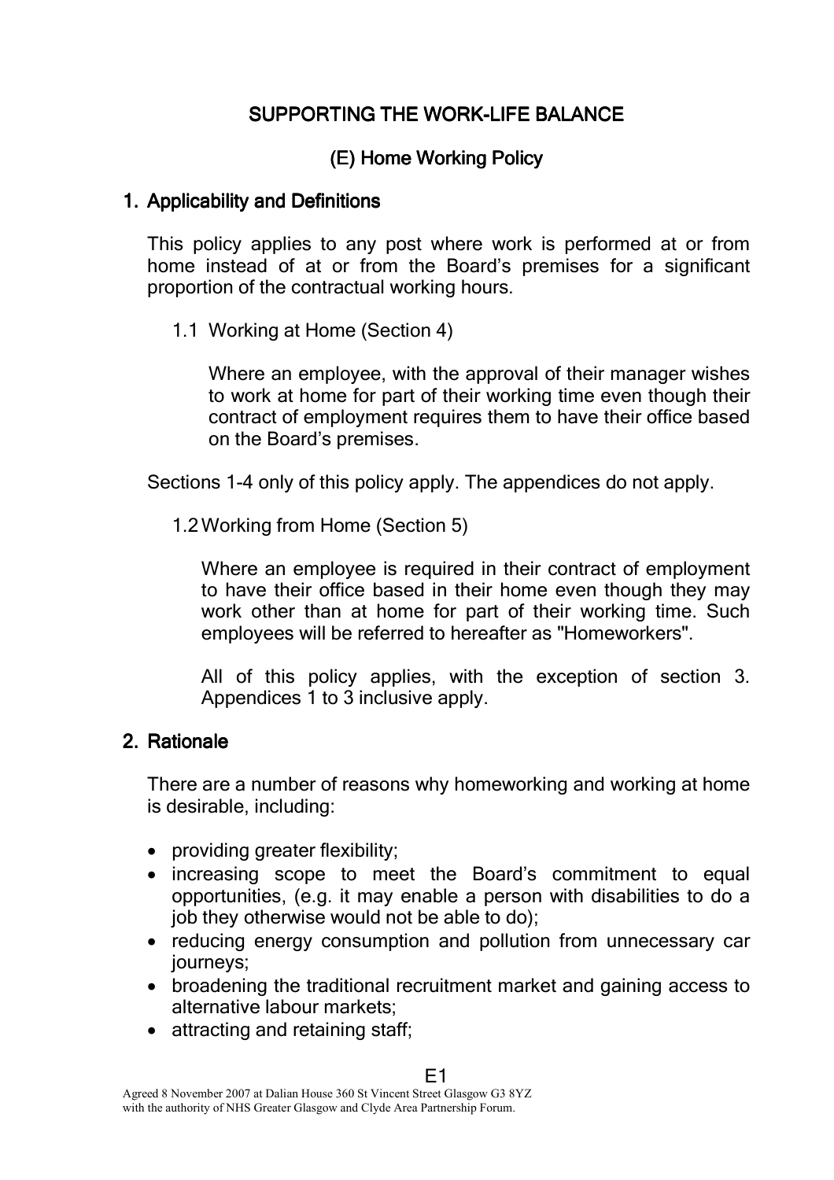# SUPPORTING THE WORK-LIFE BALANCE

## (E) Home Working Policy

## 1. Applicability and Definitions

This policy applies to any post where work is performed at or from home instead of at or from the Board's premises for a significant proportion of the contractual working hours.

### 1.1 Working at Home (Section 4)

Where an employee, with the approval of their manager wishes to work at home for part of their working time even though their contract of employment requires them to have their office based on the Board's premises.

Sections 1-4 only of this policy apply. The appendices do not apply.

### 1.2 Working from Home (Section 5)

Where an employee is required in their contract of employment to have their office based in their home even though they may work other than at home for part of their working time. Such employees will be referred to hereafter as "Homeworkers".

All of this policy applies, with the exception of section 3. Appendices 1 to 3 inclusive apply.

## 2. Rationale

There are a number of reasons why homeworking and working at home is desirable, including:

- providing greater flexibility;
- increasing scope to meet the Board's commitment to equal opportunities, (e.g. it may enable a person with disabilities to do a job they otherwise would not be able to do);
- reducing energy consumption and pollution from unnecessary car journeys;
- broadening the traditional recruitment market and gaining access to alternative labour markets;
- attracting and retaining staff;

E1

Agreed 8 November 2007 at Dalian House 360 St Vincent Street Glasgow G3 8YZ with the authority of NHS Greater Glasgow and Clyde Area Partnership Forum.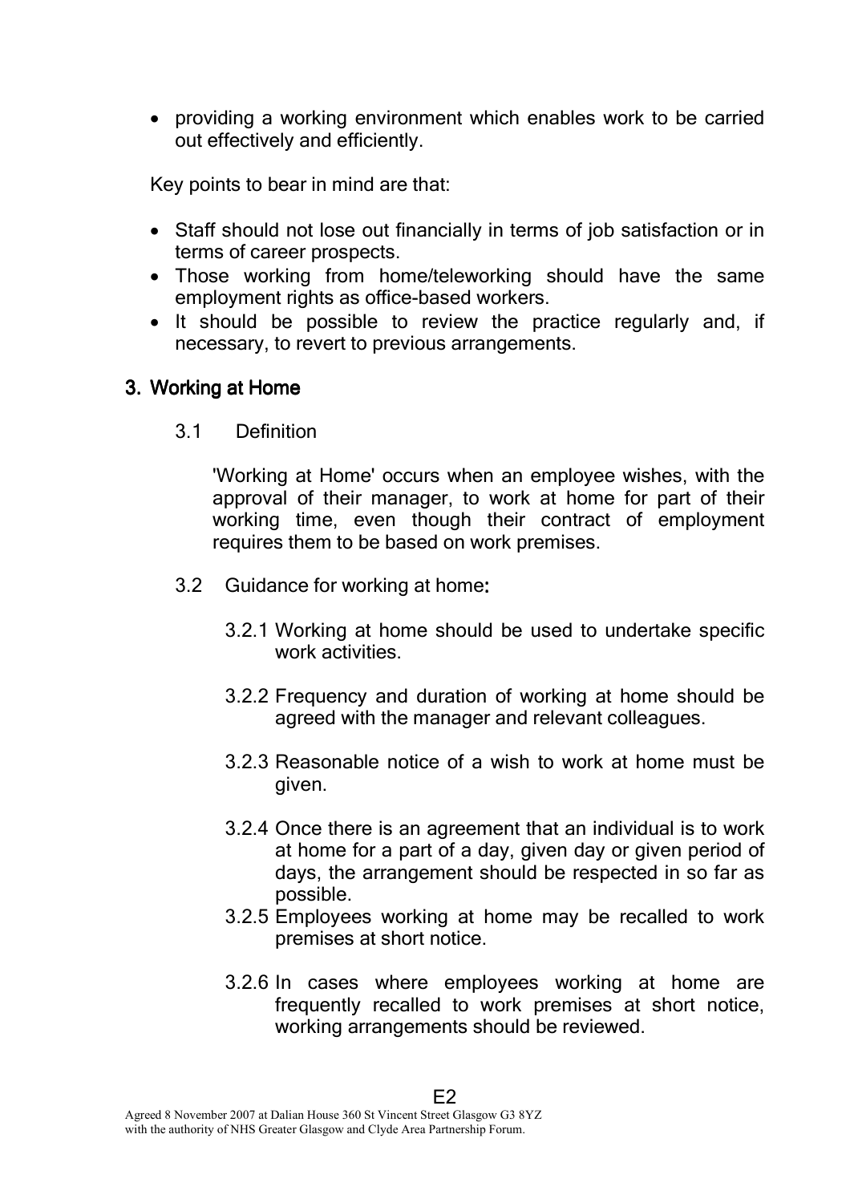- providing a working environment which enables work to be carried out effectively and efficiently.

Key points to bear in mind are that:

- Staff should not lose out financially in terms of job satisfaction or in terms of career prospects.
- Those working from home/teleworking should have the same employment rights as office-based workers.
- It should be possible to review the practice regularly and, if necessary, to revert to previous arrangements.

## 3. Working at Home

### 3.1 Definition

'Working at Home' occurs when an employee wishes, with the approval of their manager, to work at home for part of their working time, even though their contract of employment requires them to be based on work premises.

### 3.2 Guidance for working at home:

3.2.1 Working at home should be used to undertake specific work activities.

3.2.2 Frequency and duration of working at home should be agreed with the manager and relevant colleagues.

3.2.3 Reasonable notice of a wish to work at home must be given.

3.2.4 Once there is an agreement that an individual is to work at home for a part of a day, given day or given period of days, the arrangement should be respected in so far as possible.

3.2.5 Employees working at home may be recalled to work premises at short notice.

3.2.6 In cases where employees working at home are frequently recalled to work premises at short notice, working arrangements should be reviewed.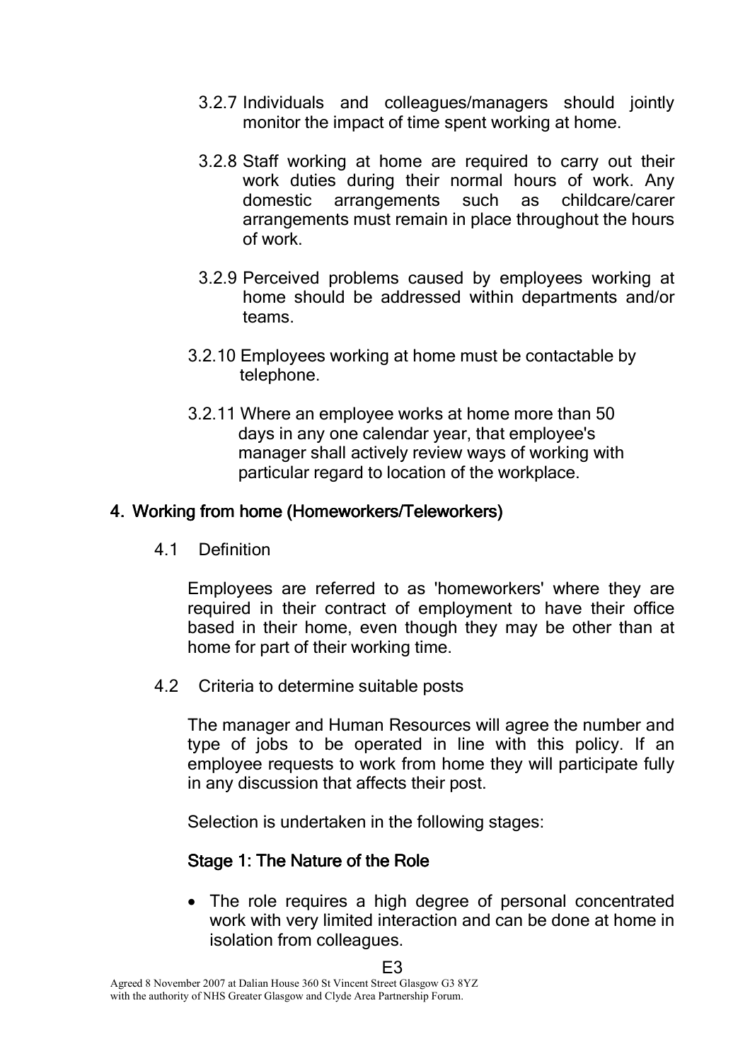3.2.7 Individuals and colleagues/managers should jointly monitor the impact of time spent working at home.

3.2.8 Staff working at home are required to carry out their work duties during their normal hours of work. Any domestic arrangements such as childcare/carer arrangements must remain in place throughout the hours of work.

3.2.9 Perceived problems caused by employees working at home should be addressed within departments and/or teams.

3.2.10 Employees working at home must be contactable by telephone.

3.2.11 Where an employee works at home more than 50 days in any one calendar year, that employee's manager shall actively review ways of working with particular regard to location of the workplace.

## 4. Working from home (Homeworkers/Teleworkers)

4.1 Definition

Employees are referred to as 'homeworkers' where they are required in their contract of employment to have their office based in their home, even though they may be other than at home for part of their working time.

4.2 Criteria to determine suitable posts

The manager and Human Resources will agree the number and type of jobs to be operated in line with this policy. If an employee requests to work from home they will participate fully in any discussion that affects their post.

Selection is undertaken in the following stages:

### Stage 1: The Nature of the Role

- The role requires a high degree of personal concentrated work with very limited interaction and can be done at home in isolation from colleagues.

Agreed 8 November 2007 at Dalian House 360 St Vincent Street Glasgow G3 8YZ with the authority of NHS Greater Glasgow and Clyde Area Partnership Forum.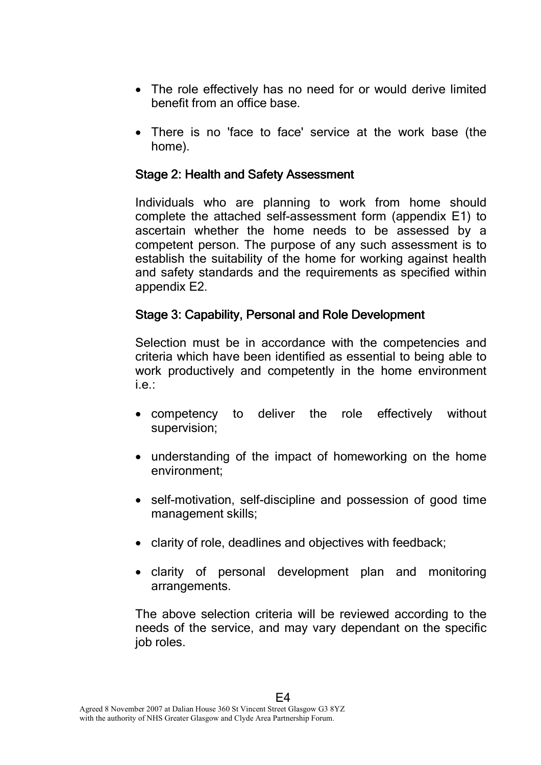- The role effectively has no need for or would derive limited benefit from an office base.
- There is no 'face to face' service at the work base (the home).

### Stage 2: Health and Safety Assessment

Individuals who are planning to work from home should complete the attached self-assessment form (appendix E1) to ascertain whether the home needs to be assessed by a competent person. The purpose of any such assessment is to establish the suitability of the home for working against health and safety standards and the requirements as specified within appendix E2.

### Stage 3: Capability, Personal and Role Development

Selection must be in accordance with the competencies and criteria which have been identified as essential to being able to work productively and competently in the home environment i.e.:

- competency to deliver the role effectively without supervision;
- understanding of the impact of homeworking on the home environment;
- self-motivation, self-discipline and possession of good time management skills;
- clarity of role, deadlines and objectives with feedback;
- clarity of personal development plan and monitoring arrangements.

The above selection criteria will be reviewed according to the needs of the service, and may vary dependant on the specific job roles.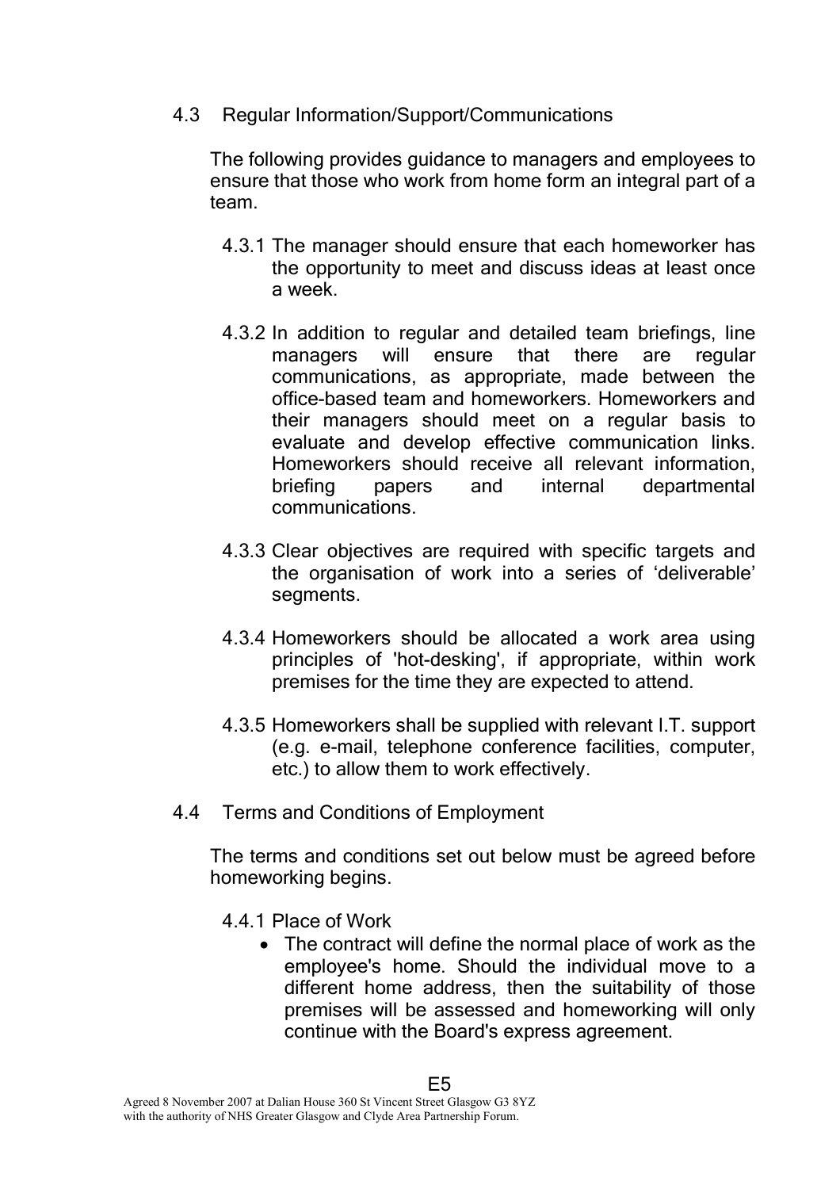### 4.3 Regular Information/Support/Communications

The following provides guidance to managers and employees to ensure that those who work from home form an integral part of a team.

4.3.1 The manager should ensure that each homeworker has the opportunity to meet and discuss ideas at least once a week.

4.3.2 In addition to regular and detailed team briefings, line managers will ensure that there are regular communications, as appropriate, made between the office-based team and homeworkers. Homeworkers and their managers should meet on a regular basis to evaluate and develop effective communication links. Homeworkers should receive all relevant information, briefing papers and internal departmental communications.

4.3.3 Clear objectives are required with specific targets and the organisation of work into a series of 'deliverable' segments.

4.3.4 Homeworkers should be allocated a work area using principles of 'hot-desking', if appropriate, within work premises for the time they are expected to attend.

4.3.5 Homeworkers shall be supplied with relevant I.T. support (e.g. e-mail, telephone conference facilities, computer, etc.) to allow them to work effectively.

### 4.4 Terms and Conditions of Employment

The terms and conditions set out below must be agreed before homeworking begins.

4.4.1 Place of Work

- The contract will define the normal place of work as the employee's home. Should the individual move to a different home address, then the suitability of those premises will be assessed and homeworking will only continue with the Board's express agreement.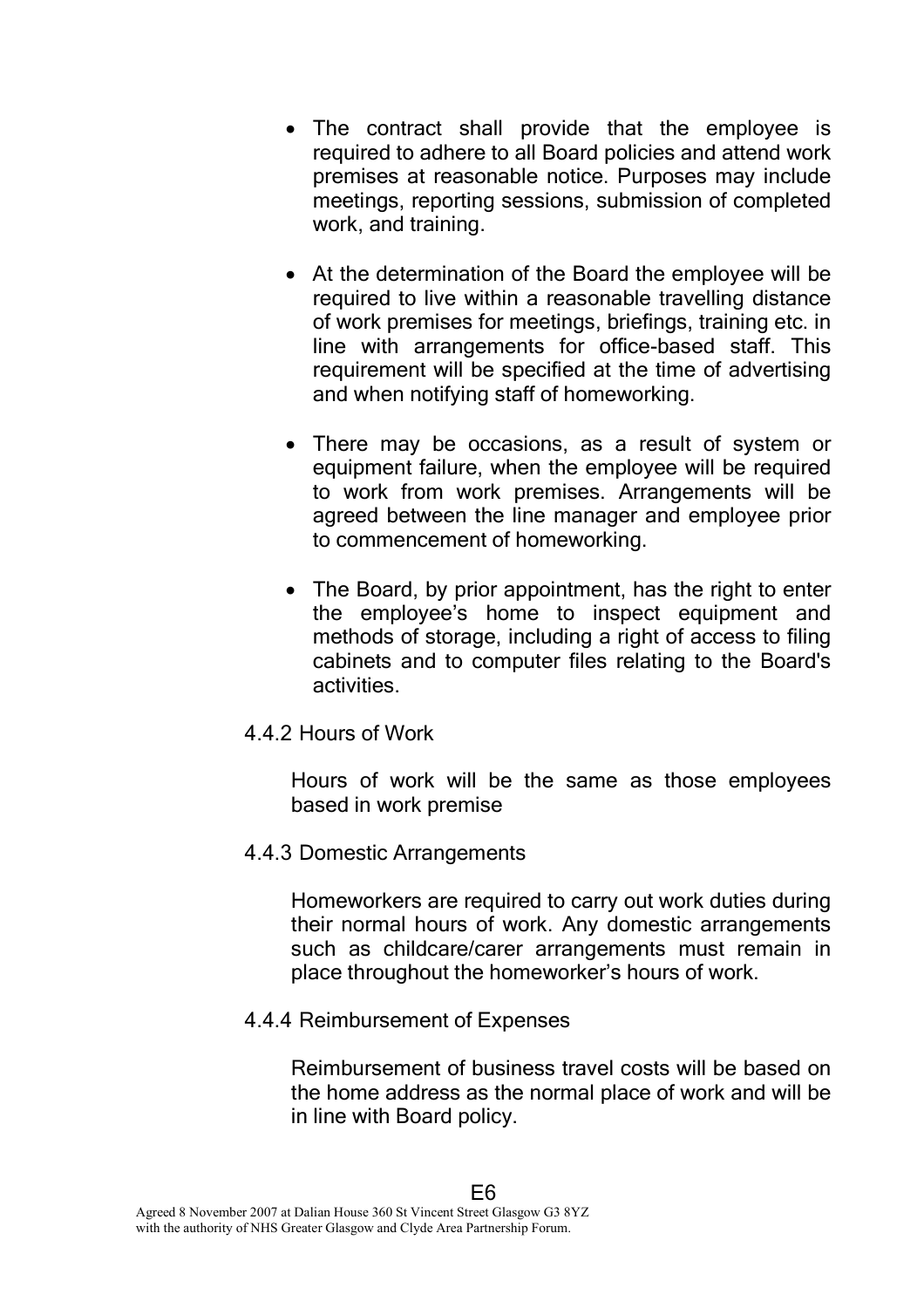- The contract shall provide that the employee is required to adhere to all Board policies and attend work premises at reasonable notice. Purposes may include meetings, reporting sessions, submission of completed work, and training.

- At the determination of the Board the employee will be required to live within a reasonable travelling distance of work premises for meetings, briefings, training etc. in line with arrangements for office-based staff. This requirement will be specified at the time of advertising and when notifying staff of homeworking.

- There may be occasions, as a result of system or equipment failure, when the employee will be required to work from work premises. Arrangements will be agreed between the line manager and employee prior to commencement of homeworking.

- The Board, by prior appointment, has the right to enter the employee's home to inspect equipment and methods of storage, including a right of access to filing cabinets and to computer files relating to the Board's activities.

4.4.2 Hours of Work

Hours of work will be the same as those employees based in work premise

4.4.3 Domestic Arrangements

Homeworkers are required to carry out work duties during their normal hours of work. Any domestic arrangements such as childcare/carer arrangements must remain in place throughout the homeworker's hours of work.

4.4.4 Reimbursement of Expenses

Reimbursement of business travel costs will be based on the home address as the normal place of work and will be in line with Board policy.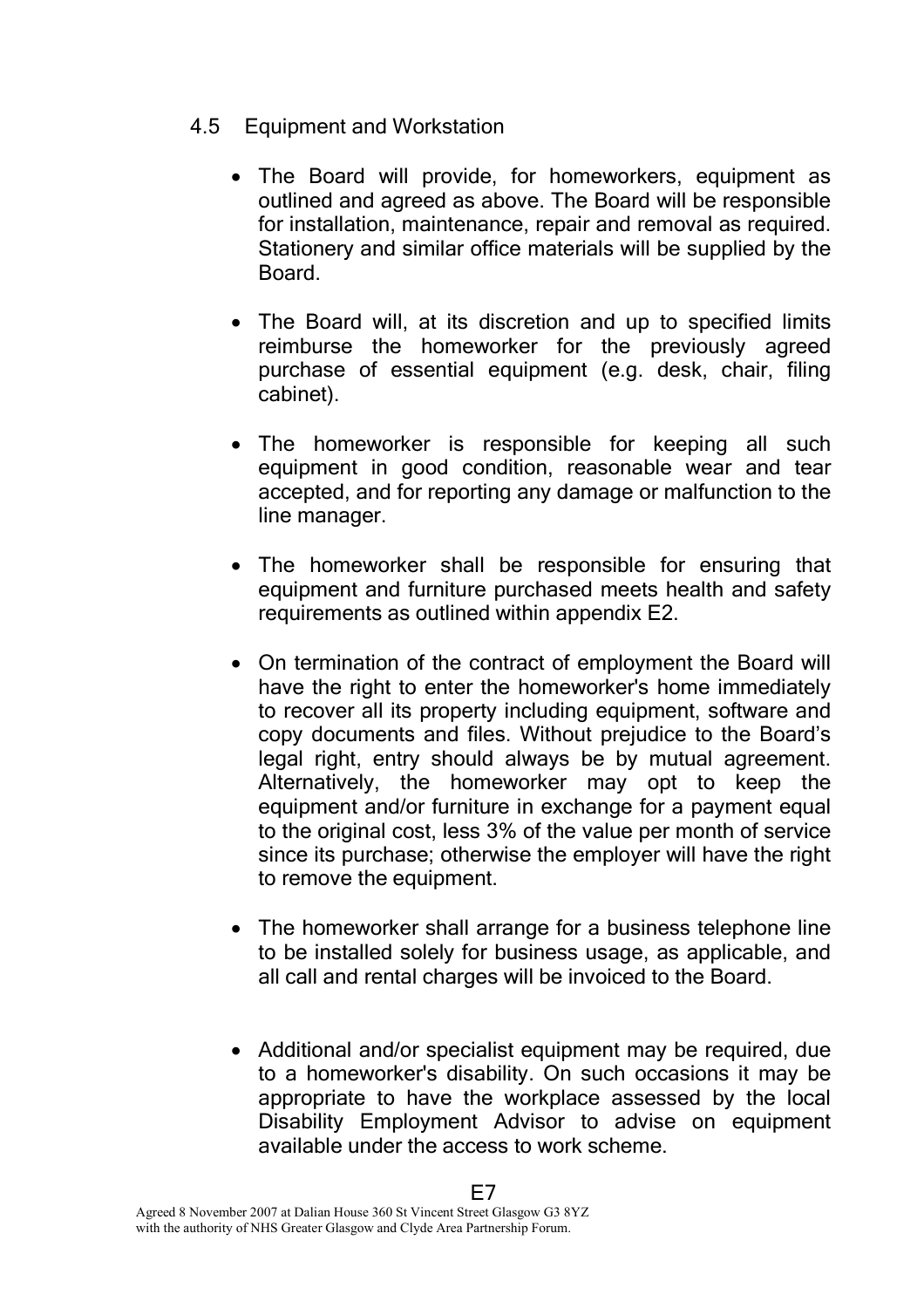## 4.5 Equipment and Workstation

- The Board will provide, for homeworkers, equipment as outlined and agreed as above. The Board will be responsible for installation, maintenance, repair and removal as required. Stationery and similar office materials will be supplied by the Board.
- The Board will, at its discretion and up to specified limits reimburse the homeworker for the previously agreed purchase of essential equipment (e.g. desk, chair, filing cabinet).
- The homeworker is responsible for keeping all such equipment in good condition, reasonable wear and tear accepted, and for reporting any damage or malfunction to the line manager.
- The homeworker shall be responsible for ensuring that equipment and furniture purchased meets health and safety requirements as outlined within appendix E2.
- On termination of the contract of employment the Board will have the right to enter the homeworker's home immediately to recover all its property including equipment, software and copy documents and files. Without prejudice to the Board's legal right, entry should always be by mutual agreement. Alternatively, the homeworker may opt to keep the equipment and/or furniture in exchange for a payment equal to the original cost, less 3% of the value per month of service since its purchase; otherwise the employer will have the right to remove the equipment.
- The homeworker shall arrange for a business telephone line to be installed solely for business usage, as applicable, and all call and rental charges will be invoiced to the Board.
- Additional and/or specialist equipment may be required, due to a homeworker's disability. On such occasions it may be appropriate to have the workplace assessed by the local Disability Employment Advisor to advise on equipment available under the access to work scheme.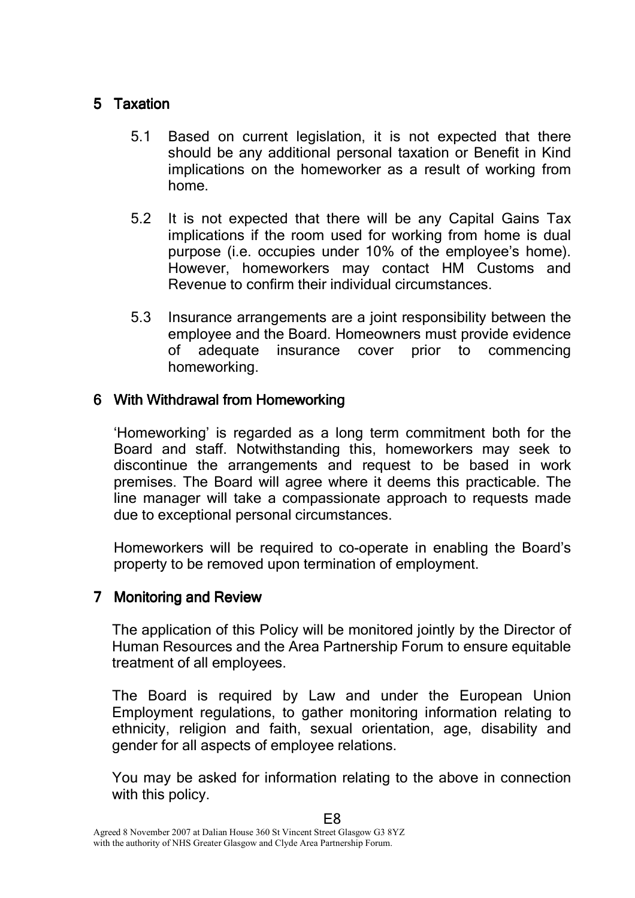## 5 Taxation

5.1 Based on current legislation, it is not expected that there should be any additional personal taxation or Benefit in Kind implications on the homeworker as a result of working from home.

5.2 It is not expected that there will be any Capital Gains Tax implications if the room used for working from home is dual purpose (i.e. occupies under 10% of the employee's home). However, homeworkers may contact HM Customs and Revenue to confirm their individual circumstances.

5.3 Insurance arrangements are a joint responsibility between the employee and the Board. Homeowners must provide evidence of adequate insurance cover prior to commencing homeworking.

## 6 With Withdrawal from Homeworking

'Homeworking' is regarded as a long term commitment both for the Board and staff. Notwithstanding this, homeworkers may seek to discontinue the arrangements and request to be based in work premises. The Board will agree where it deems this practicable. The line manager will take a compassionate approach to requests made due to exceptional personal circumstances.

Homeworkers will be required to co-operate in enabling the Board's property to be removed upon termination of employment.

## 7 Monitoring and Review

The application of this Policy will be monitored jointly by the Director of Human Resources and the Area Partnership Forum to ensure equitable treatment of all employees.

The Board is required by Law and under the European Union Employment regulations, to gather monitoring information relating to ethnicity, religion and faith, sexual orientation, age, disability and gender for all aspects of employee relations.

You may be asked for information relating to the above in connection with this policy.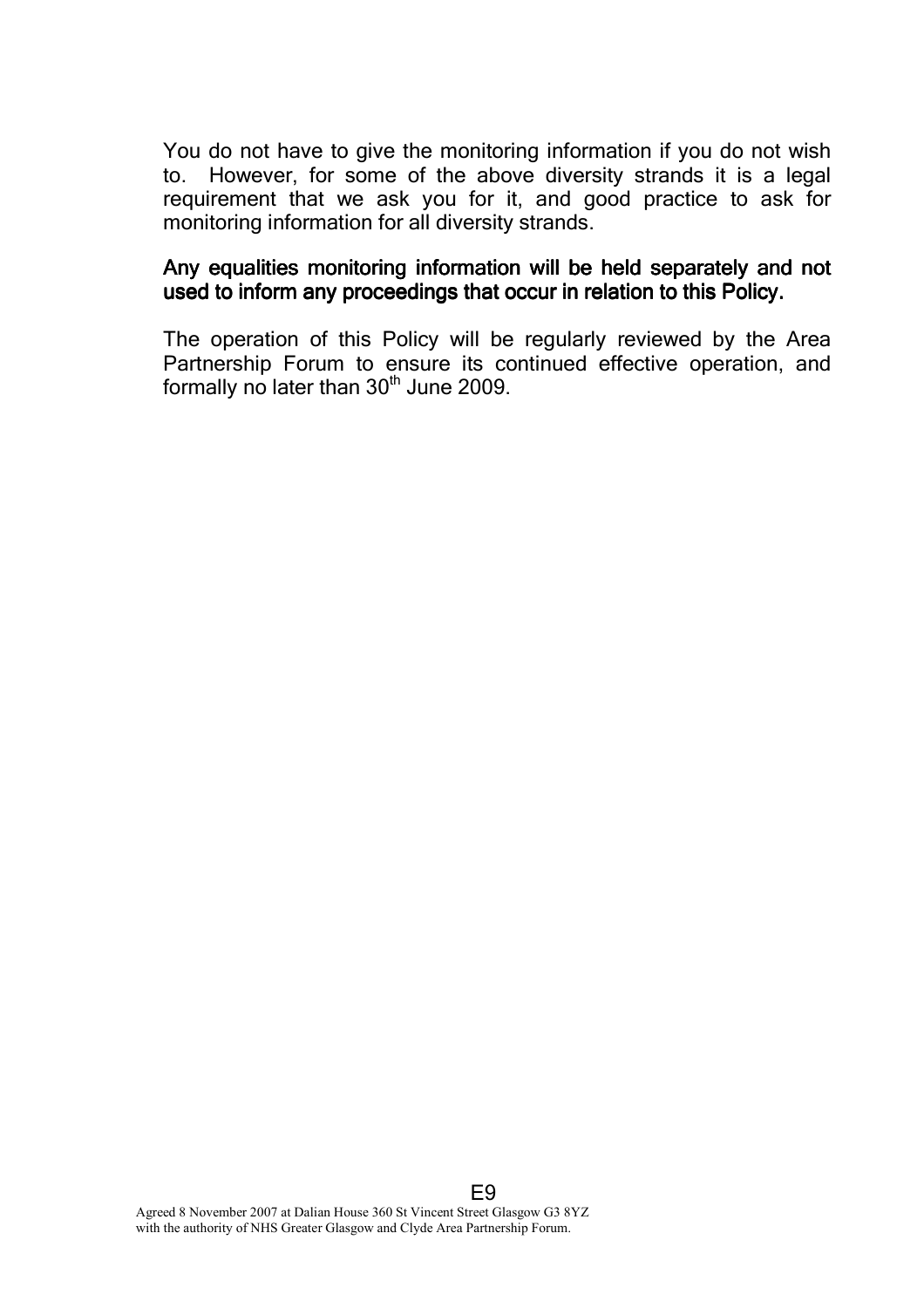You do not have to give the monitoring information if you do not wish to. However, for some of the above diversity strands it is a legal requirement that we ask you for it, and good practice to ask for monitoring information for all diversity strands.

**Any equalities monitoring information will be held separately and not used to inform any proceedings that occur in relation to this Policy.**

The operation of this Policy will be regularly reviewed by the Area Partnership Forum to ensure its continued effective operation, and formally no later than 30th June 2009.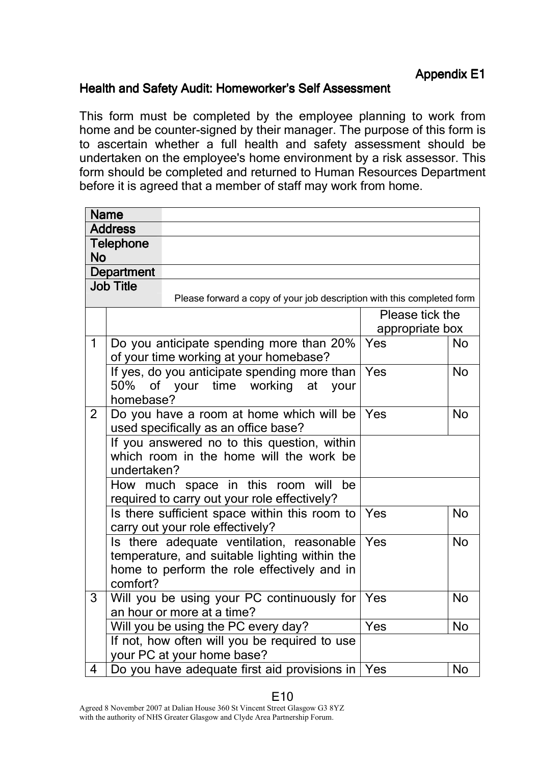Appendix E1

## Health and Safety Audit: Homeworker's Self Assessment

This form must be completed by the employee planning to work from home and be counter-signed by their manager. The purpose of this form is to ascertain whether a full health and safety assessment should be undertaken on the employee's home environment by a risk assessor. This form should be completed and returned to Human Resources Department before it is agreed that a member of staff may work from home.

| | |
|---|---|
| **Name** | |
| **Address** | |
| **Telephone No** | |
| **Department** | |
| **Job Title** | Please forward a copy of your job description with this completed form |

| | | Please tick the appropriate box | |
|---|---|---|---|
| 1 | Do you anticipate spending more than 20% of your time working at your homebase? | Yes | No |
| | If yes, do you anticipate spending more than 50% of your time working at your homebase? | Yes | No |
| 2 | Do you have a room at home which will be used specifically as an office base? | Yes | No |
| | If you answered no to this question, within which room in the home will the work be undertaken? | | |
| | How much space in this room will be required to carry out your role effectively? | | |
| | Is there sufficient space within this room to carry out your role effectively? | Yes | No |
| | Is there adequate ventilation, reasonable temperature, and suitable lighting within the home to perform the role effectively and in comfort? | Yes | No |
| 3 | Will you be using your PC continuously for an hour or more at a time? | Yes | No |
| | Will you be using the PC every day? | Yes | No |
| | If not, how often will you be required to use your PC at your home base? | | |
| 4 | Do you have adequate first aid provisions in | Yes | No |

Agreed 8 November 2007 at Dalian House 360 St Vincent Street Glasgow G3 8YZ with the authority of NHS Greater Glasgow and Clyde Area Partnership Forum.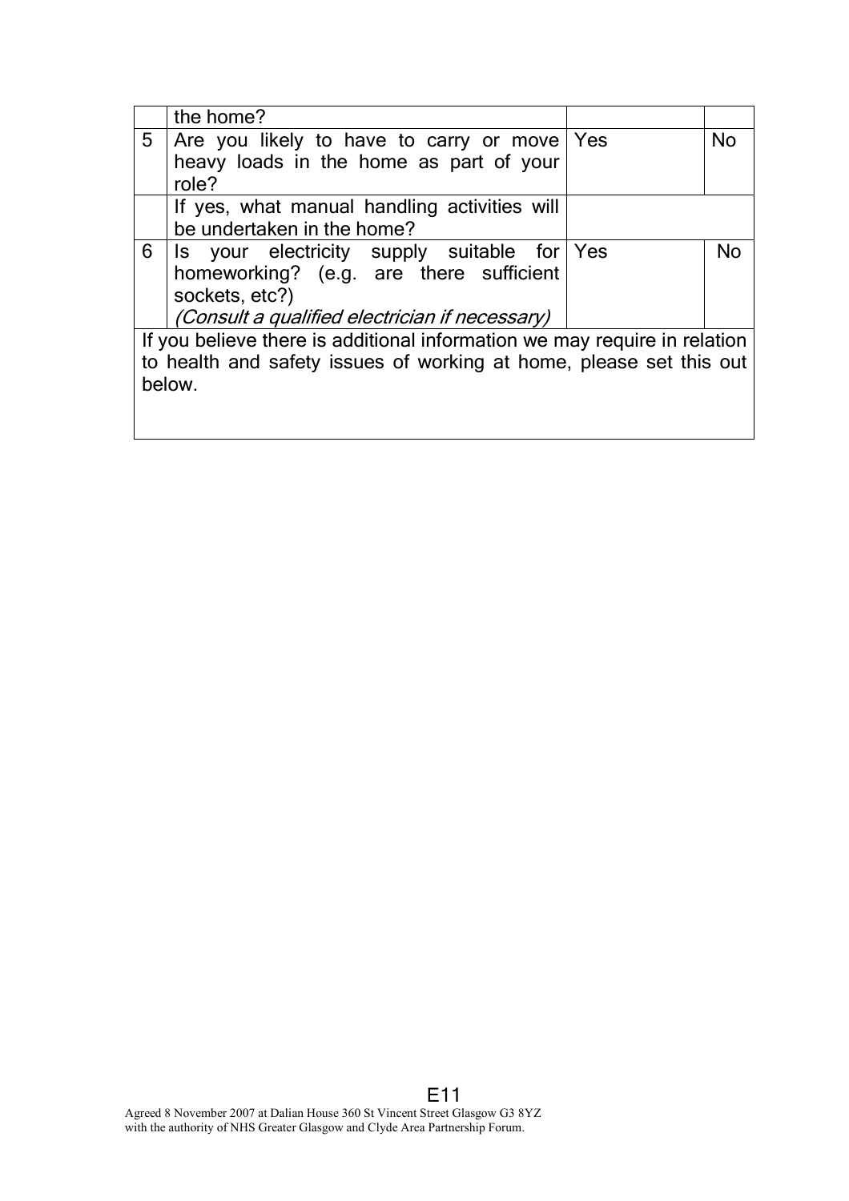| | | | |
|---|---|---|---|
| | the home? | | |
| 5 | Are you likely to have to carry or move heavy loads in the home as part of your role? | Yes | No |
| | If yes, what manual handling activities will be undertaken in the home? | | |
| 6 | Is your electricity supply suitable for homeworking? (e.g. are there sufficient sockets, etc?) *(Consult a qualified electrician if necessary)* | Yes | No |
| If you believe there is additional information we may require in relation to health and safety issues of working at home, please set this out below. | | | |

Agreed 8 November 2007 at Dalian House 360 St Vincent Street Glasgow G3 8YZ with the authority of NHS Greater Glasgow and Clyde Area Partnership Forum.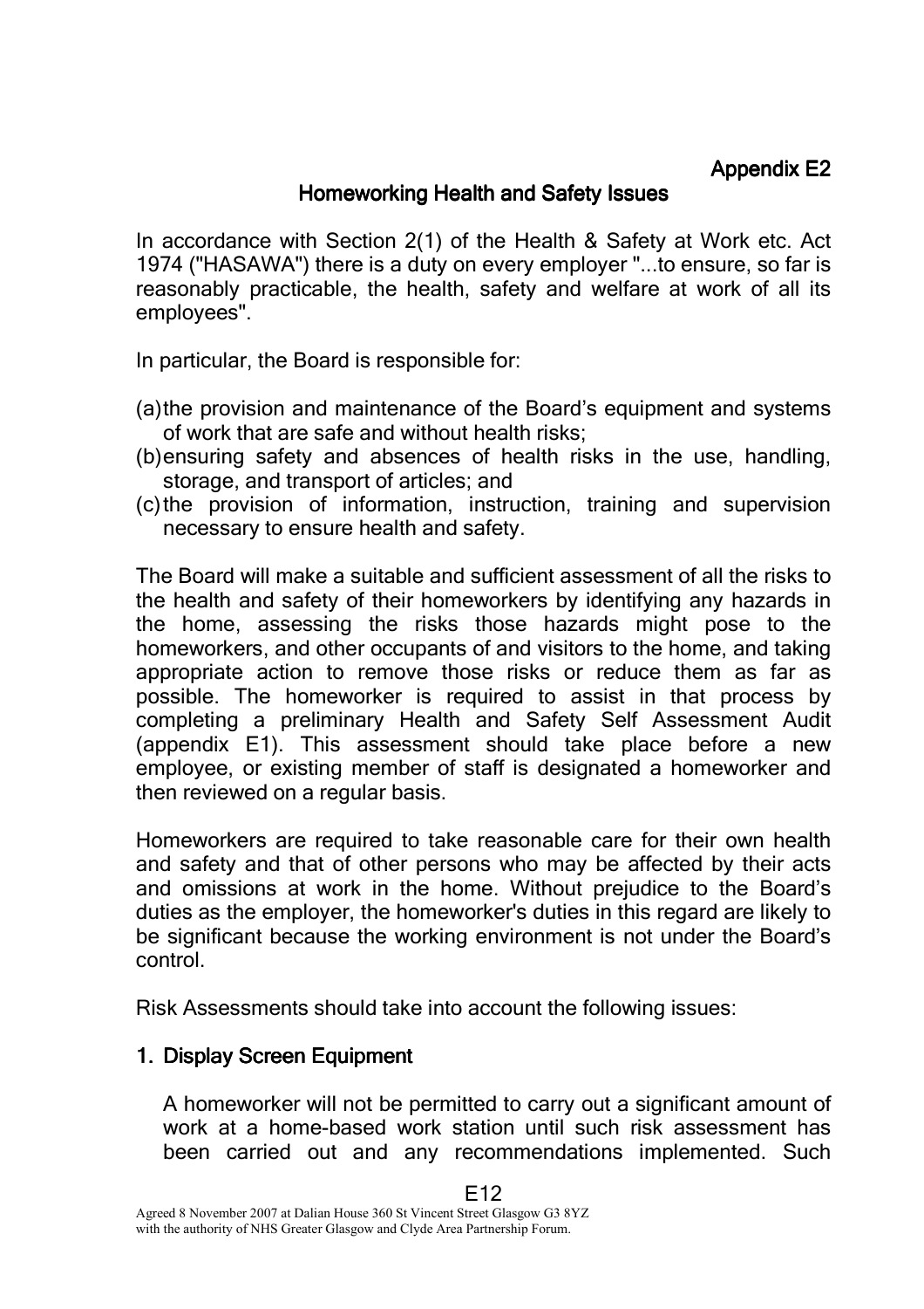Appendix E2

## Homeworking Health and Safety Issues

In accordance with Section 2(1) of the Health & Safety at Work etc. Act 1974 ("HASAWA") there is a duty on every employer "...to ensure, so far is reasonably practicable, the health, safety and welfare at work of all its employees".

In particular, the Board is responsible for:

(a) the provision and maintenance of the Board's equipment and systems of work that are safe and without health risks;
(b) ensuring safety and absences of health risks in the use, handling, storage, and transport of articles; and
(c) the provision of information, instruction, training and supervision necessary to ensure health and safety.

The Board will make a suitable and sufficient assessment of all the risks to the health and safety of their homeworkers by identifying any hazards in the home, assessing the risks those hazards might pose to the homeworkers, and other occupants of and visitors to the home, and taking appropriate action to remove those risks or reduce them as far as possible. The homeworker is required to assist in that process by completing a preliminary Health and Safety Self Assessment Audit (appendix E1). This assessment should take place before a new employee, or existing member of staff is designated a homeworker and then reviewed on a regular basis.

Homeworkers are required to take reasonable care for their own health and safety and that of other persons who may be affected by their acts and omissions at work in the home. Without prejudice to the Board's duties as the employer, the homeworker's duties in this regard are likely to be significant because the working environment is not under the Board's control.

Risk Assessments should take into account the following issues:

### 1. Display Screen Equipment

A homeworker will not be permitted to carry out a significant amount of work at a home-based work station until such risk assessment has been carried out and any recommendations implemented. Such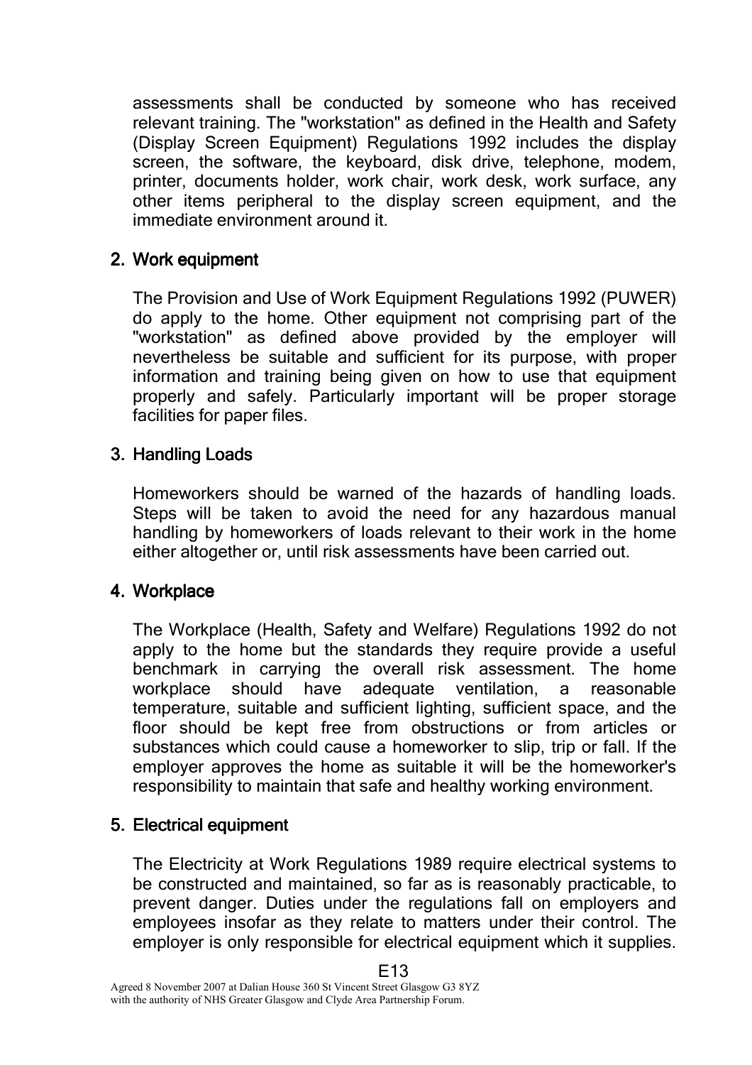assessments shall be conducted by someone who has received relevant training. The "workstation" as defined in the Health and Safety (Display Screen Equipment) Regulations 1992 includes the display screen, the software, the keyboard, disk drive, telephone, modem, printer, documents holder, work chair, work desk, work surface, any other items peripheral to the display screen equipment, and the immediate environment around it.

## 2. Work equipment

The Provision and Use of Work Equipment Regulations 1992 (PUWER) do apply to the home. Other equipment not comprising part of the "workstation" as defined above provided by the employer will nevertheless be suitable and sufficient for its purpose, with proper information and training being given on how to use that equipment properly and safely. Particularly important will be proper storage facilities for paper files.

## 3. Handling Loads

Homeworkers should be warned of the hazards of handling loads. Steps will be taken to avoid the need for any hazardous manual handling by homeworkers of loads relevant to their work in the home either altogether or, until risk assessments have been carried out.

## 4. Workplace

The Workplace (Health, Safety and Welfare) Regulations 1992 do not apply to the home but the standards they require provide a useful benchmark in carrying the overall risk assessment. The home workplace should have adequate ventilation, a reasonable temperature, suitable and sufficient lighting, sufficient space, and the floor should be kept free from obstructions or from articles or substances which could cause a homeworker to slip, trip or fall. If the employer approves the home as suitable it will be the homeworker's responsibility to maintain that safe and healthy working environment.

## 5. Electrical equipment

The Electricity at Work Regulations 1989 require electrical systems to be constructed and maintained, so far as is reasonably practicable, to prevent danger. Duties under the regulations fall on employers and employees insofar as they relate to matters under their control. The employer is only responsible for electrical equipment which it supplies.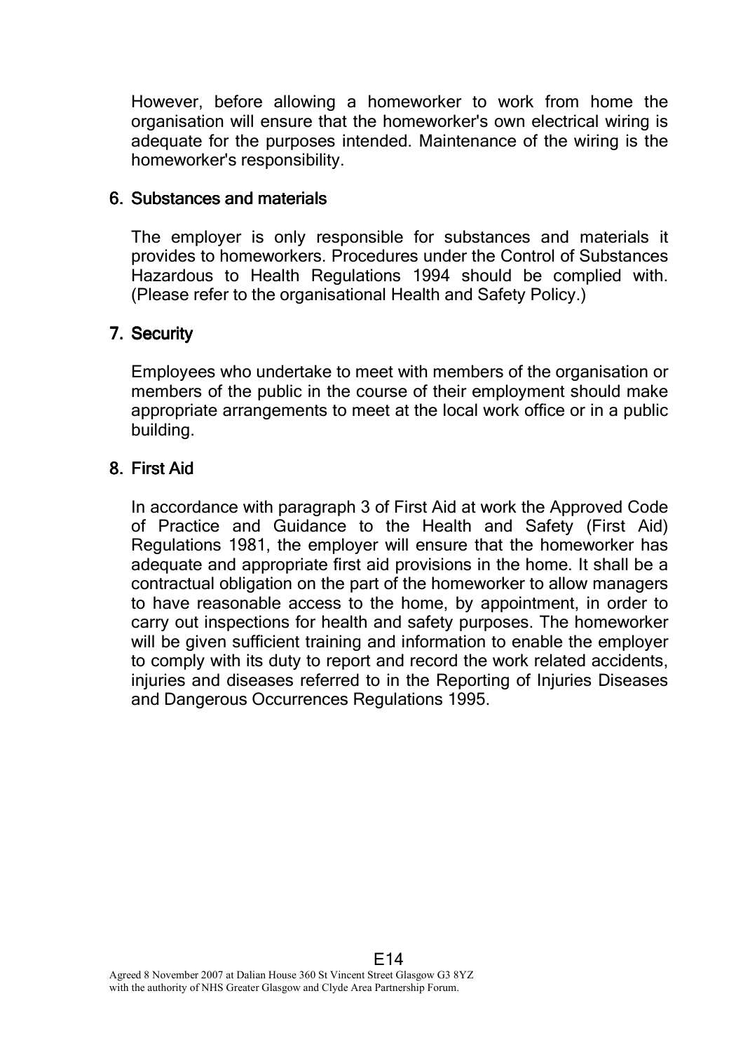However, before allowing a homeworker to work from home the organisation will ensure that the homeworker's own electrical wiring is adequate for the purposes intended. Maintenance of the wiring is the homeworker's responsibility.

## 6. Substances and materials

The employer is only responsible for substances and materials it provides to homeworkers. Procedures under the Control of Substances Hazardous to Health Regulations 1994 should be complied with. (Please refer to the organisational Health and Safety Policy.)

## 7. Security

Employees who undertake to meet with members of the organisation or members of the public in the course of their employment should make appropriate arrangements to meet at the local work office or in a public building.

## 8. First Aid

In accordance with paragraph 3 of First Aid at work the Approved Code of Practice and Guidance to the Health and Safety (First Aid) Regulations 1981, the employer will ensure that the homeworker has adequate and appropriate first aid provisions in the home. It shall be a contractual obligation on the part of the homeworker to allow managers to have reasonable access to the home, by appointment, in order to carry out inspections for health and safety purposes. The homeworker will be given sufficient training and information to enable the employer to comply with its duty to report and record the work related accidents, injuries and diseases referred to in the Reporting of Injuries Diseases and Dangerous Occurrences Regulations 1995.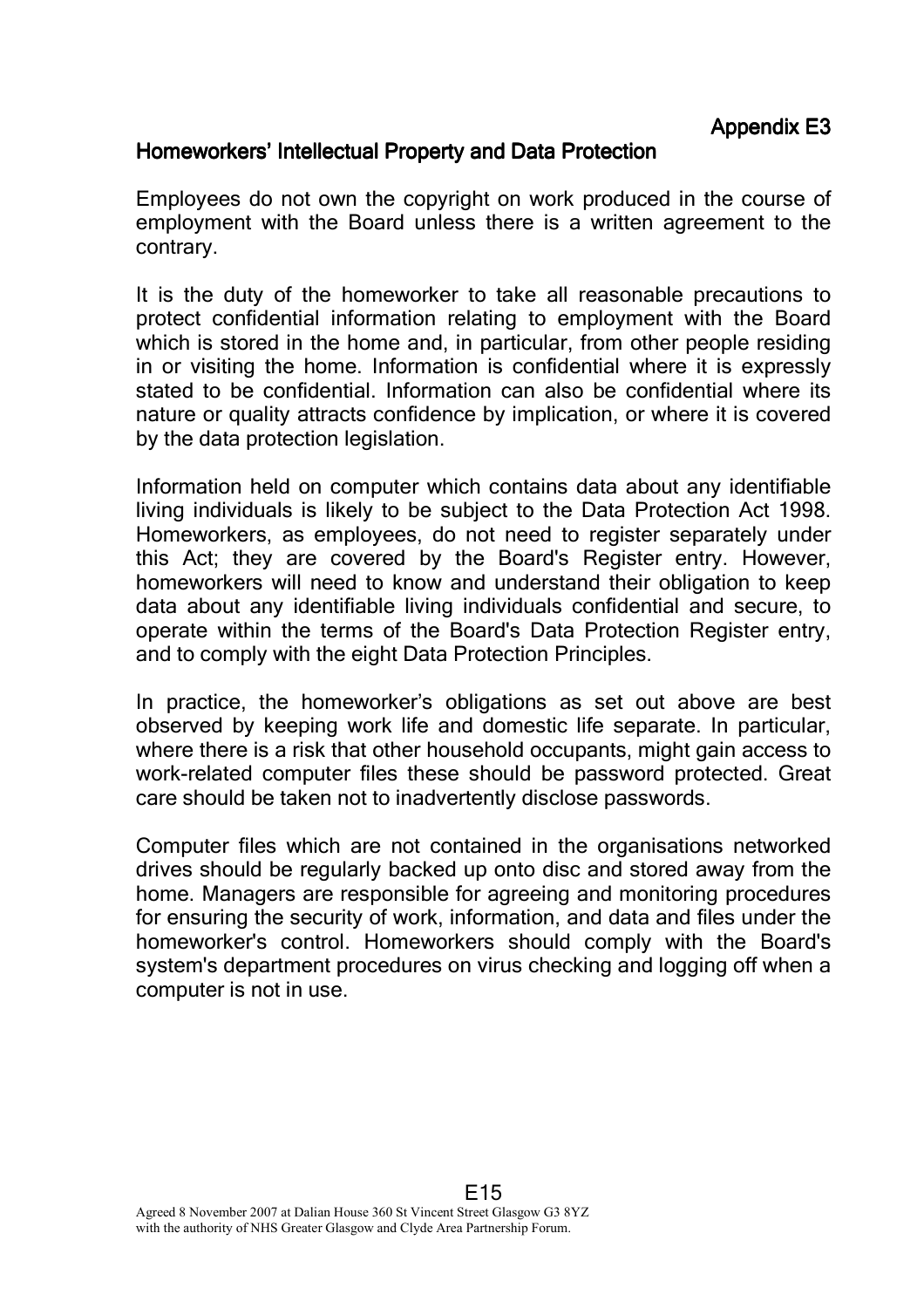**Appendix E3**

## Homeworkers' Intellectual Property and Data Protection

Employees do not own the copyright on work produced in the course of employment with the Board unless there is a written agreement to the contrary.

It is the duty of the homeworker to take all reasonable precautions to protect confidential information relating to employment with the Board which is stored in the home and, in particular, from other people residing in or visiting the home. Information is confidential where it is expressly stated to be confidential. Information can also be confidential where its nature or quality attracts confidence by implication, or where it is covered by the data protection legislation.

Information held on computer which contains data about any identifiable living individuals is likely to be subject to the Data Protection Act 1998. Homeworkers, as employees, do not need to register separately under this Act; they are covered by the Board's Register entry. However, homeworkers will need to know and understand their obligation to keep data about any identifiable living individuals confidential and secure, to operate within the terms of the Board's Data Protection Register entry, and to comply with the eight Data Protection Principles.

In practice, the homeworker's obligations as set out above are best observed by keeping work life and domestic life separate. In particular, where there is a risk that other household occupants, might gain access to work-related computer files these should be password protected. Great care should be taken not to inadvertently disclose passwords.

Computer files which are not contained in the organisations networked drives should be regularly backed up onto disc and stored away from the home. Managers are responsible for agreeing and monitoring procedures for ensuring the security of work, information, and data and files under the homeworker's control. Homeworkers should comply with the Board's system's department procedures on virus checking and logging off when a computer is not in use.

Agreed 8 November 2007 at Dalian House 360 St Vincent Street Glasgow G3 8YZ with the authority of NHS Greater Glasgow and Clyde Area Partnership Forum.